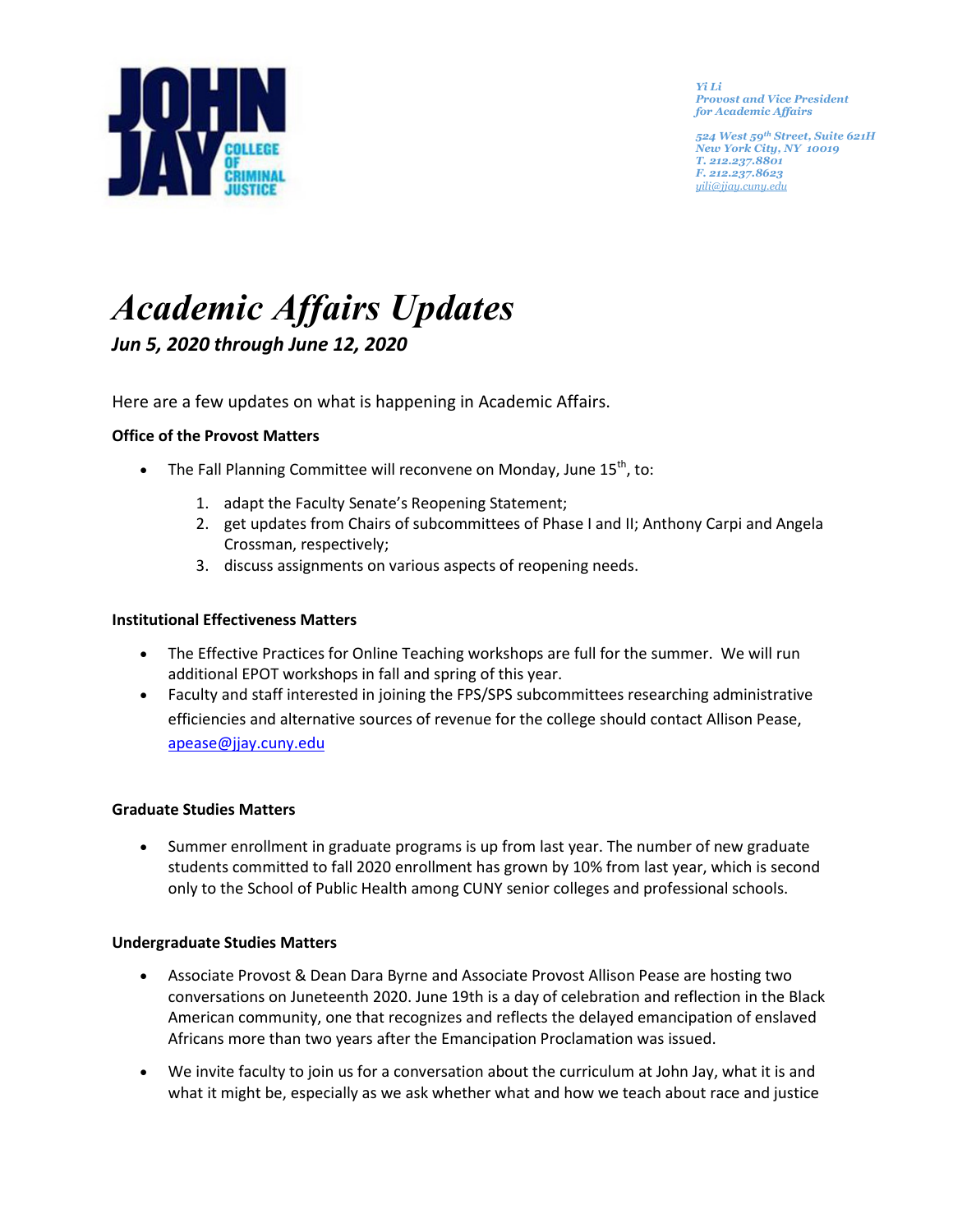*Yi Li*
*Provost and Vice President for Academic Affairs*

*524 West 59th Street, Suite 621H*
*New York City, NY 10019*
*T. 212.237.8801*
*F. 212.237.8623*
*yili@jjay.cuny.edu*

# *Academic Affairs Updates*

***Jun 5, 2020 through June 12, 2020***

Here are a few updates on what is happening in Academic Affairs.

**Office of the Provost Matters**

- The Fall Planning Committee will reconvene on Monday, June 15th, to:
    1. adapt the Faculty Senate's Reopening Statement;
    2. get updates from Chairs of subcommittees of Phase I and II; Anthony Carpi and Angela Crossman, respectively;
    3. discuss assignments on various aspects of reopening needs.

**Institutional Effectiveness Matters**

- The Effective Practices for Online Teaching workshops are full for the summer. We will run additional EPOT workshops in fall and spring of this year.
- Faculty and staff interested in joining the FPS/SPS subcommittees researching administrative efficiencies and alternative sources of revenue for the college should contact Allison Pease, apease@jjay.cuny.edu

**Graduate Studies Matters**

- Summer enrollment in graduate programs is up from last year. The number of new graduate students committed to fall 2020 enrollment has grown by 10% from last year, which is second only to the School of Public Health among CUNY senior colleges and professional schools.

**Undergraduate Studies Matters**

- Associate Provost & Dean Dara Byrne and Associate Provost Allison Pease are hosting two conversations on Juneteenth 2020. June 19th is a day of celebration and reflection in the Black American community, one that recognizes and reflects the delayed emancipation of enslaved Africans more than two years after the Emancipation Proclamation was issued.
- We invite faculty to join us for a conversation about the curriculum at John Jay, what it is and what it might be, especially as we ask whether what and how we teach about race and justice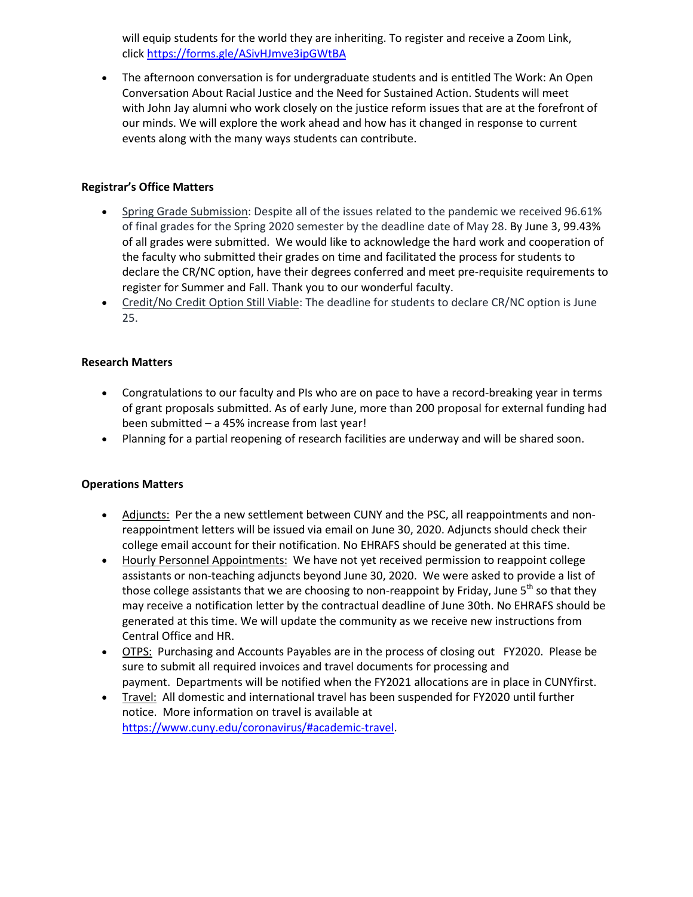will equip students for the world they are inheriting. To register and receive a Zoom Link, click https://forms.gle/ASivHJmve3ipGWtBA

- The afternoon conversation is for undergraduate students and is entitled The Work: An Open Conversation About Racial Justice and the Need for Sustained Action. Students will meet with John Jay alumni who work closely on the justice reform issues that are at the forefront of our minds. We will explore the work ahead and how has it changed in response to current events along with the many ways students can contribute.

**Registrar's Office Matters**

- Spring Grade Submission: Despite all of the issues related to the pandemic we received 96.61% of final grades for the Spring 2020 semester by the deadline date of May 28. By June 3, 99.43% of all grades were submitted. We would like to acknowledge the hard work and cooperation of the faculty who submitted their grades on time and facilitated the process for students to declare the CR/NC option, have their degrees conferred and meet pre-requisite requirements to register for Summer and Fall. Thank you to our wonderful faculty.
- Credit/No Credit Option Still Viable: The deadline for students to declare CR/NC option is June 25.

**Research Matters**

- Congratulations to our faculty and PIs who are on pace to have a record-breaking year in terms of grant proposals submitted. As of early June, more than 200 proposal for external funding had been submitted – a 45% increase from last year!
- Planning for a partial reopening of research facilities are underway and will be shared soon.

**Operations Matters**

- Adjuncts: Per the a new settlement between CUNY and the PSC, all reappointments and non-reappointment letters will be issued via email on June 30, 2020. Adjuncts should check their college email account for their notification. No EHRAFS should be generated at this time.
- Hourly Personnel Appointments: We have not yet received permission to reappoint college assistants or non-teaching adjuncts beyond June 30, 2020. We were asked to provide a list of those college assistants that we are choosing to non-reappoint by Friday, June 5th so that they may receive a notification letter by the contractual deadline of June 30th. No EHRAFS should be generated at this time. We will update the community as we receive new instructions from Central Office and HR.
- OTPS: Purchasing and Accounts Payables are in the process of closing out FY2020. Please be sure to submit all required invoices and travel documents for processing and payment. Departments will be notified when the FY2021 allocations are in place in CUNYfirst.
- Travel: All domestic and international travel has been suspended for FY2020 until further notice. More information on travel is available at https://www.cuny.edu/coronavirus/#academic-travel.